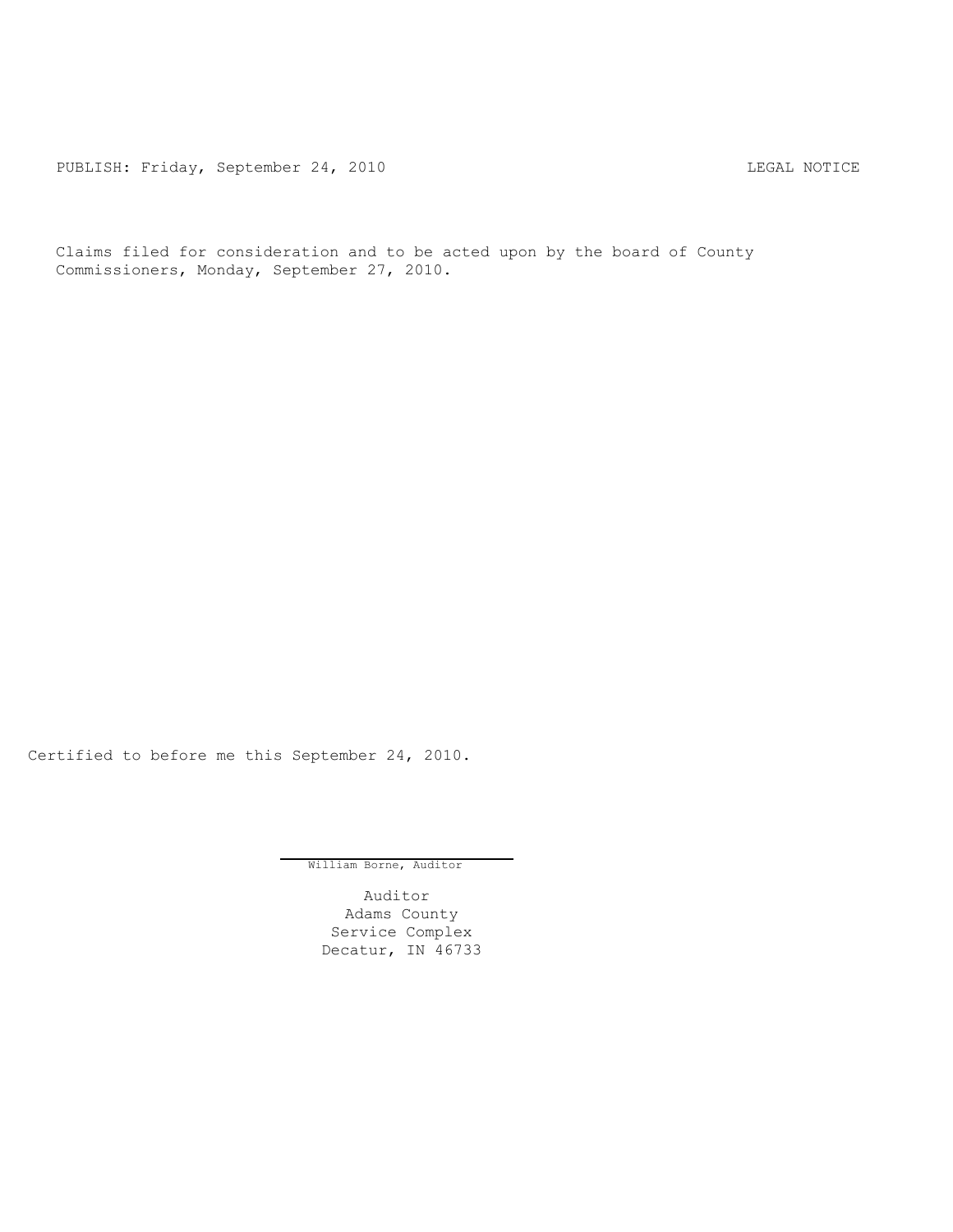PUBLISH: Friday, September 24, 2010 LEGAL NOTICE

Claims filed for consideration and to be acted upon by the board of County Commissioners, Monday, September 27, 2010.

Certified to before me this September 24, 2010.

William Borne, Auditor

Auditor
Adams County
Service Complex
Decatur, IN 46733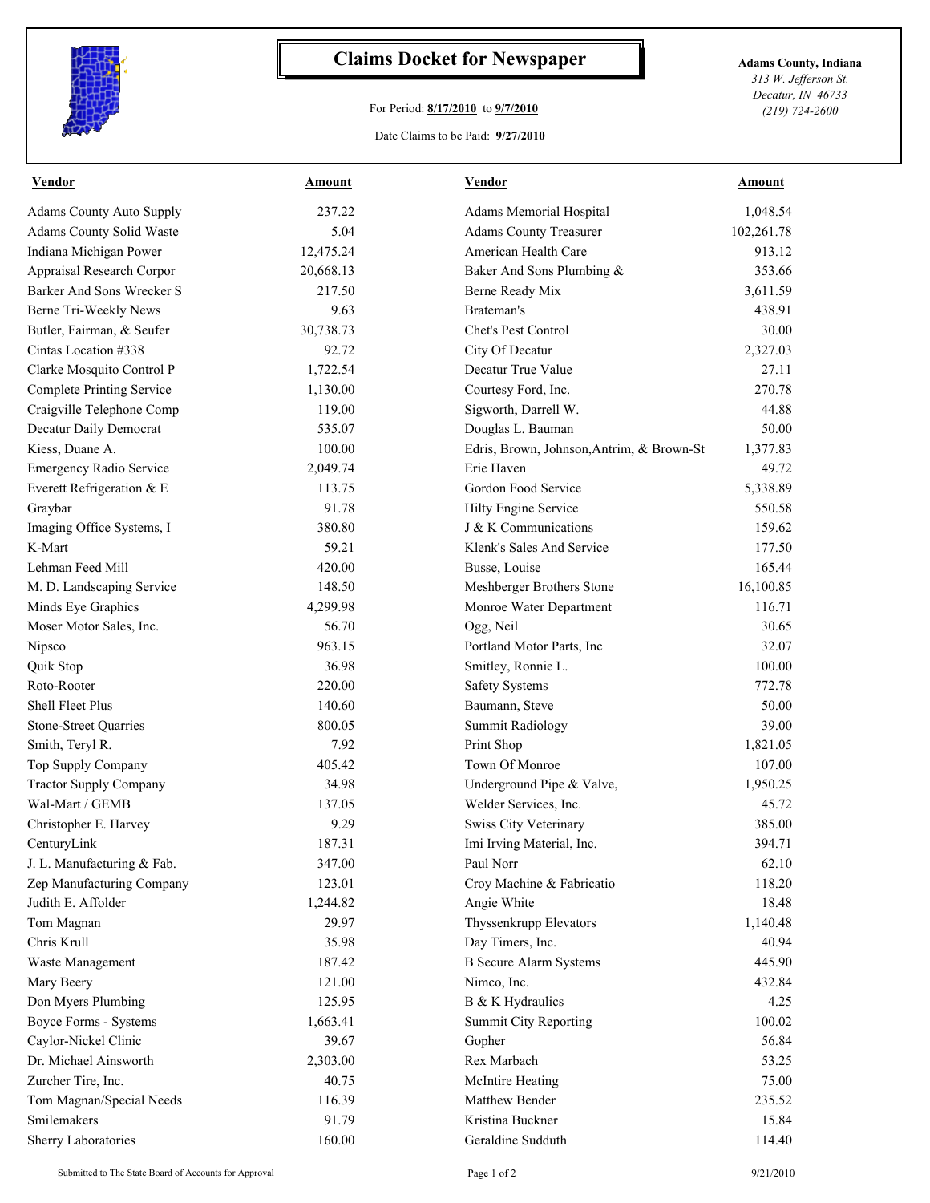# Claims Docket for Newspaper

For Period: **8/17/2010** to **9/7/2010**

Date Claims to be Paid: **9/27/2010**

**Adams County, Indiana**
*313 W. Jefferson St.*
*Decatur, IN 46733*
*(219) 724-2600*

| Vendor | Amount | Vendor | Amount |
|---|---|---|---|
| Adams County Auto Supply | 237.22 | Adams Memorial Hospital | 1,048.54 |
| Adams County Solid Waste | 5.04 | Adams County Treasurer | 102,261.78 |
| Indiana Michigan Power | 12,475.24 | American Health Care | 913.12 |
| Appraisal Research Corpor | 20,668.13 | Baker And Sons Plumbing & | 353.66 |
| Barker And Sons Wrecker S | 217.50 | Berne Ready Mix | 3,611.59 |
| Berne Tri-Weekly News | 9.63 | Brateman's | 438.91 |
| Butler, Fairman, & Seufer | 30,738.73 | Chet's Pest Control | 30.00 |
| Cintas Location #338 | 92.72 | City Of Decatur | 2,327.03 |
| Clarke Mosquito Control P | 1,722.54 | Decatur True Value | 27.11 |
| Complete Printing Service | 1,130.00 | Courtesy Ford, Inc. | 270.78 |
| Craigville Telephone Comp | 119.00 | Sigworth, Darrell W. | 44.88 |
| Decatur Daily Democrat | 535.07 | Douglas L. Bauman | 50.00 |
| Kiess, Duane A. | 100.00 | Edris, Brown, Johnson,Antrim, & Brown-St | 1,377.83 |
| Emergency Radio Service | 2,049.74 | Erie Haven | 49.72 |
| Everett Refrigeration & E | 113.75 | Gordon Food Service | 5,338.89 |
| Graybar | 91.78 | Hilty Engine Service | 550.58 |
| Imaging Office Systems, I | 380.80 | J & K Communications | 159.62 |
| K-Mart | 59.21 | Klenk's Sales And Service | 177.50 |
| Lehman Feed Mill | 420.00 | Busse, Louise | 165.44 |
| M. D. Landscaping Service | 148.50 | Meshberger Brothers Stone | 16,100.85 |
| Minds Eye Graphics | 4,299.98 | Monroe Water Department | 116.71 |
| Moser Motor Sales, Inc. | 56.70 | Ogg, Neil | 30.65 |
| Nipsco | 963.15 | Portland Motor Parts, Inc | 32.07 |
| Quik Stop | 36.98 | Smitley, Ronnie L. | 100.00 |
| Roto-Rooter | 220.00 | Safety Systems | 772.78 |
| Shell Fleet Plus | 140.60 | Baumann, Steve | 50.00 |
| Stone-Street Quarries | 800.05 | Summit Radiology | 39.00 |
| Smith, Teryl R. | 7.92 | Print Shop | 1,821.05 |
| Top Supply Company | 405.42 | Town Of Monroe | 107.00 |
| Tractor Supply Company | 34.98 | Underground Pipe & Valve, | 1,950.25 |
| Wal-Mart / GEMB | 137.05 | Welder Services, Inc. | 45.72 |
| Christopher E. Harvey | 9.29 | Swiss City Veterinary | 385.00 |
| CenturyLink | 187.31 | Imi Irving Material, Inc. | 394.71 |
| J. L. Manufacturing & Fab. | 347.00 | Paul Norr | 62.10 |
| Zep Manufacturing Company | 123.01 | Croy Machine & Fabricatio | 118.20 |
| Judith E. Affolder | 1,244.82 | Angie White | 18.48 |
| Tom Magnan | 29.97 | Thyssenkrupp Elevators | 1,140.48 |
| Chris Krull | 35.98 | Day Timers, Inc. | 40.94 |
| Waste Management | 187.42 | B Secure Alarm Systems | 445.90 |
| Mary Beery | 121.00 | Nimco, Inc. | 432.84 |
| Don Myers Plumbing | 125.95 | B & K Hydraulics | 4.25 |
| Boyce Forms - Systems | 1,663.41 | Summit City Reporting | 100.02 |
| Caylor-Nickel Clinic | 39.67 | Gopher | 56.84 |
| Dr. Michael Ainsworth | 2,303.00 | Rex Marbach | 53.25 |
| Zurcher Tire, Inc. | 40.75 | McIntire Heating | 75.00 |
| Tom Magnan/Special Needs | 116.39 | Matthew Bender | 235.52 |
| Smilemakers | 91.79 | Kristina Buckner | 15.84 |
| Sherry Laboratories | 160.00 | Geraldine Sudduth | 114.40 |

Submitted to The State Board of Accounts for Approval

9/21/2010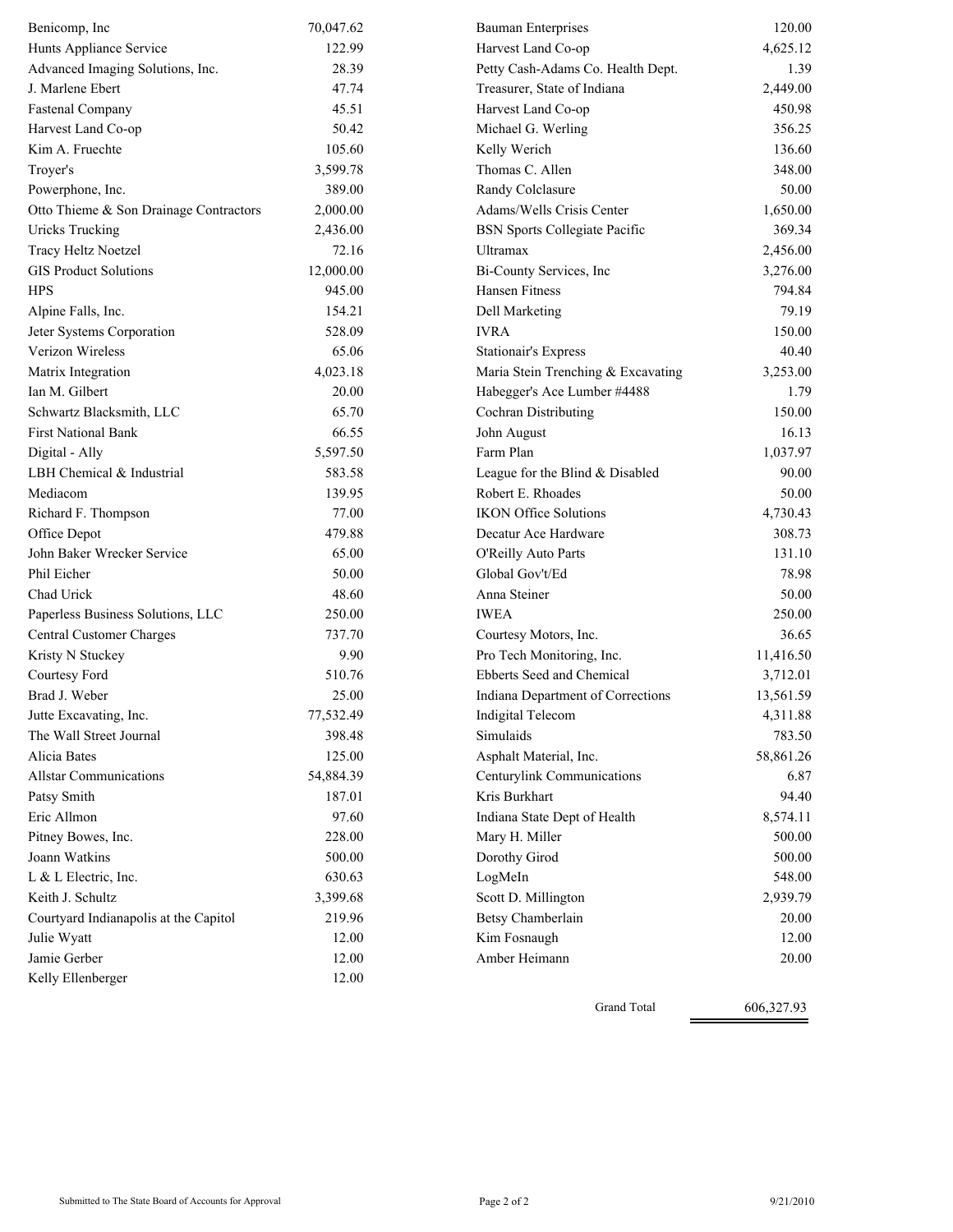| | | | |
|---|---|---|---|
| Benicomp, Inc | 70,047.62 | Bauman Enterprises | 120.00 |
| Hunts Appliance Service | 122.99 | Harvest Land Co-op | 4,625.12 |
| Advanced Imaging Solutions, Inc. | 28.39 | Petty Cash-Adams Co. Health Dept. | 1.39 |
| J. Marlene Ebert | 47.74 | Treasurer, State of Indiana | 2,449.00 |
| Fastenal Company | 45.51 | Harvest Land Co-op | 450.98 |
| Harvest Land Co-op | 50.42 | Michael G. Werling | 356.25 |
| Kim A. Fruechte | 105.60 | Kelly Werich | 136.60 |
| Troyer's | 3,599.78 | Thomas C. Allen | 348.00 |
| Powerphone, Inc. | 389.00 | Randy Colclasure | 50.00 |
| Otto Thieme & Son Drainage Contractors | 2,000.00 | Adams/Wells Crisis Center | 1,650.00 |
| Uricks Trucking | 2,436.00 | BSN Sports Collegiate Pacific | 369.34 |
| Tracy Heltz Noetzel | 72.16 | Ultramax | 2,456.00 |
| GIS Product Solutions | 12,000.00 | Bi-County Services, Inc | 3,276.00 |
| HPS | 945.00 | Hansen Fitness | 794.84 |
| Alpine Falls, Inc. | 154.21 | Dell Marketing | 79.19 |
| Jeter Systems Corporation | 528.09 | IVRA | 150.00 |
| Verizon Wireless | 65.06 | Stationair's Express | 40.40 |
| Matrix Integration | 4,023.18 | Maria Stein Trenching & Excavating | 3,253.00 |
| Ian M. Gilbert | 20.00 | Habegger's Ace Lumber #4488 | 1.79 |
| Schwartz Blacksmith, LLC | 65.70 | Cochran Distributing | 150.00 |
| First National Bank | 66.55 | John August | 16.13 |
| Digital - Ally | 5,597.50 | Farm Plan | 1,037.97 |
| LBH Chemical & Industrial | 583.58 | League for the Blind & Disabled | 90.00 |
| Mediacom | 139.95 | Robert E. Rhoades | 50.00 |
| Richard F. Thompson | 77.00 | IKON Office Solutions | 4,730.43 |
| Office Depot | 479.88 | Decatur Ace Hardware | 308.73 |
| John Baker Wrecker Service | 65.00 | O'Reilly Auto Parts | 131.10 |
| Phil Eicher | 50.00 | Global Gov't/Ed | 78.98 |
| Chad Urick | 48.60 | Anna Steiner | 50.00 |
| Paperless Business Solutions, LLC | 250.00 | IWEA | 250.00 |
| Central Customer Charges | 737.70 | Courtesy Motors, Inc. | 36.65 |
| Kristy N Stuckey | 9.90 | Pro Tech Monitoring, Inc. | 11,416.50 |
| Courtesy Ford | 510.76 | Ebberts Seed and Chemical | 3,712.01 |
| Brad J. Weber | 25.00 | Indiana Department of Corrections | 13,561.59 |
| Jutte Excavating, Inc. | 77,532.49 | Indigital Telecom | 4,311.88 |
| The Wall Street Journal | 398.48 | Simulaids | 783.50 |
| Alicia Bates | 125.00 | Asphalt Material, Inc. | 58,861.26 |
| Allstar Communications | 54,884.39 | Centurylink Communications | 6.87 |
| Patsy Smith | 187.01 | Kris Burkhart | 94.40 |
| Eric Allmon | 97.60 | Indiana State Dept of Health | 8,574.11 |
| Pitney Bowes, Inc. | 228.00 | Mary H. Miller | 500.00 |
| Joann Watkins | 500.00 | Dorothy Girod | 500.00 |
| L & L Electric, Inc. | 630.63 | LogMeIn | 548.00 |
| Keith J. Schultz | 3,399.68 | Scott D. Millington | 2,939.79 |
| Courtyard Indianapolis at the Capitol | 219.96 | Betsy Chamberlain | 20.00 |
| Julie Wyatt | 12.00 | Kim Fosnaugh | 12.00 |
| Jamie Gerber | 12.00 | Amber Heimann | 20.00 |
| Kelly Ellenberger | 12.00 | | |
| | | Grand Total | 606,327.93 |

Submitted to The State Board of Accounts for Approval

9/21/2010